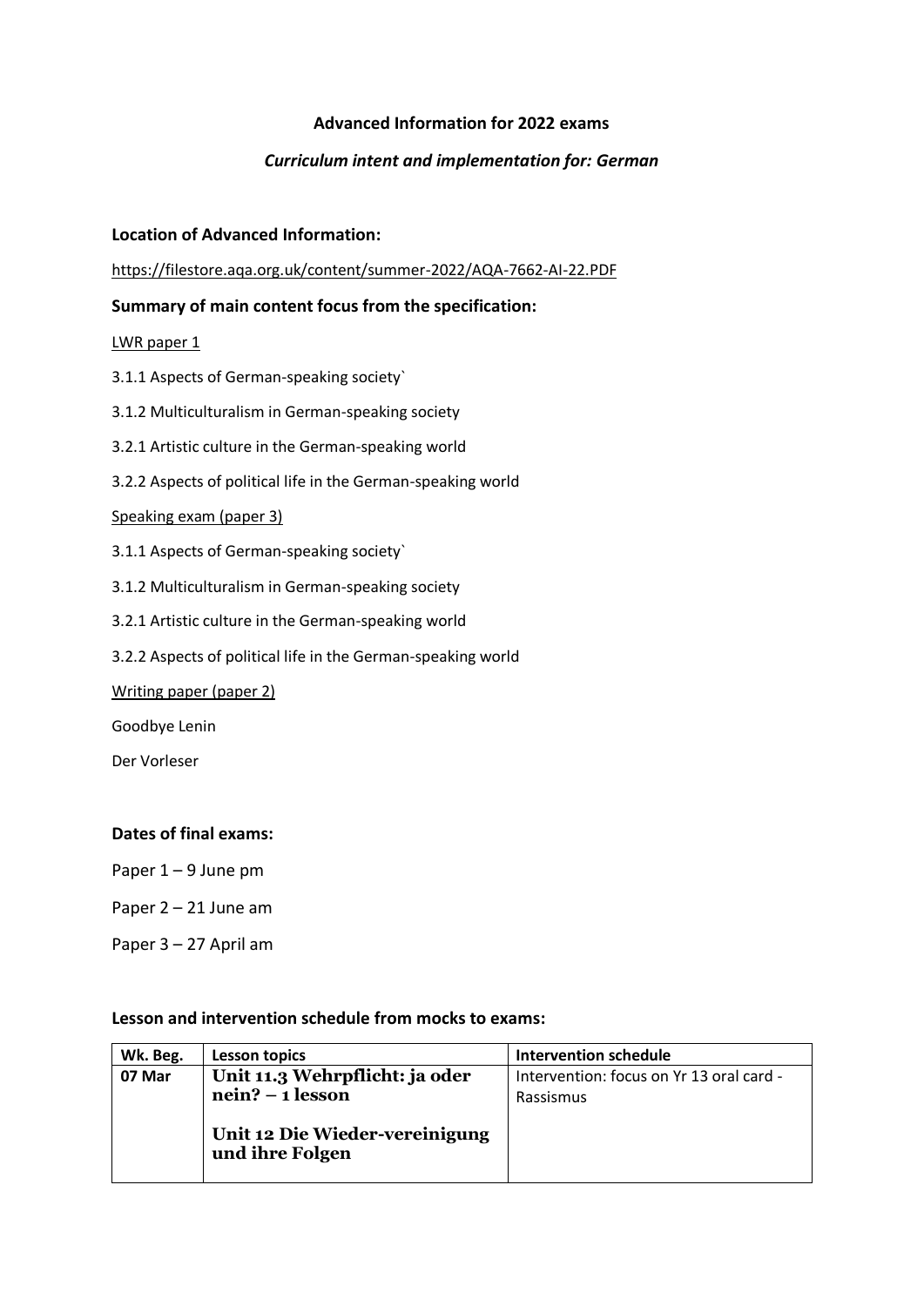**Advanced Information for 2022 exams**

***Curriculum intent and implementation for: German***

**Location of Advanced Information:**

https://filestore.aqa.org.uk/content/summer-2022/AQA-7662-AI-22.PDF

**Summary of main content focus from the specification:**

LWR paper 1

3.1.1 Aspects of German-speaking society`

3.1.2 Multiculturalism in German-speaking society

3.2.1 Artistic culture in the German-speaking world

3.2.2 Aspects of political life in the German-speaking world

Speaking exam (paper 3)

3.1.1 Aspects of German-speaking society`

3.1.2 Multiculturalism in German-speaking society

3.2.1 Artistic culture in the German-speaking world

3.2.2 Aspects of political life in the German-speaking world

Writing paper (paper 2)

Goodbye Lenin

Der Vorleser

**Dates of final exams:**

Paper 1 – 9 June pm

Paper 2 – 21 June am

Paper 3 – 27 April am

**Lesson and intervention schedule from mocks to exams:**

| Wk. Beg. | Lesson topics | Intervention schedule |
|---|---|---|
| **07 Mar** | **Unit 11.3 Wehrpflicht: ja oder nein? – 1 lesson**<br><br>**Unit 12 Die Wieder-vereinigung und ihre Folgen** | Intervention: focus on Yr 13 oral card - Rassismus |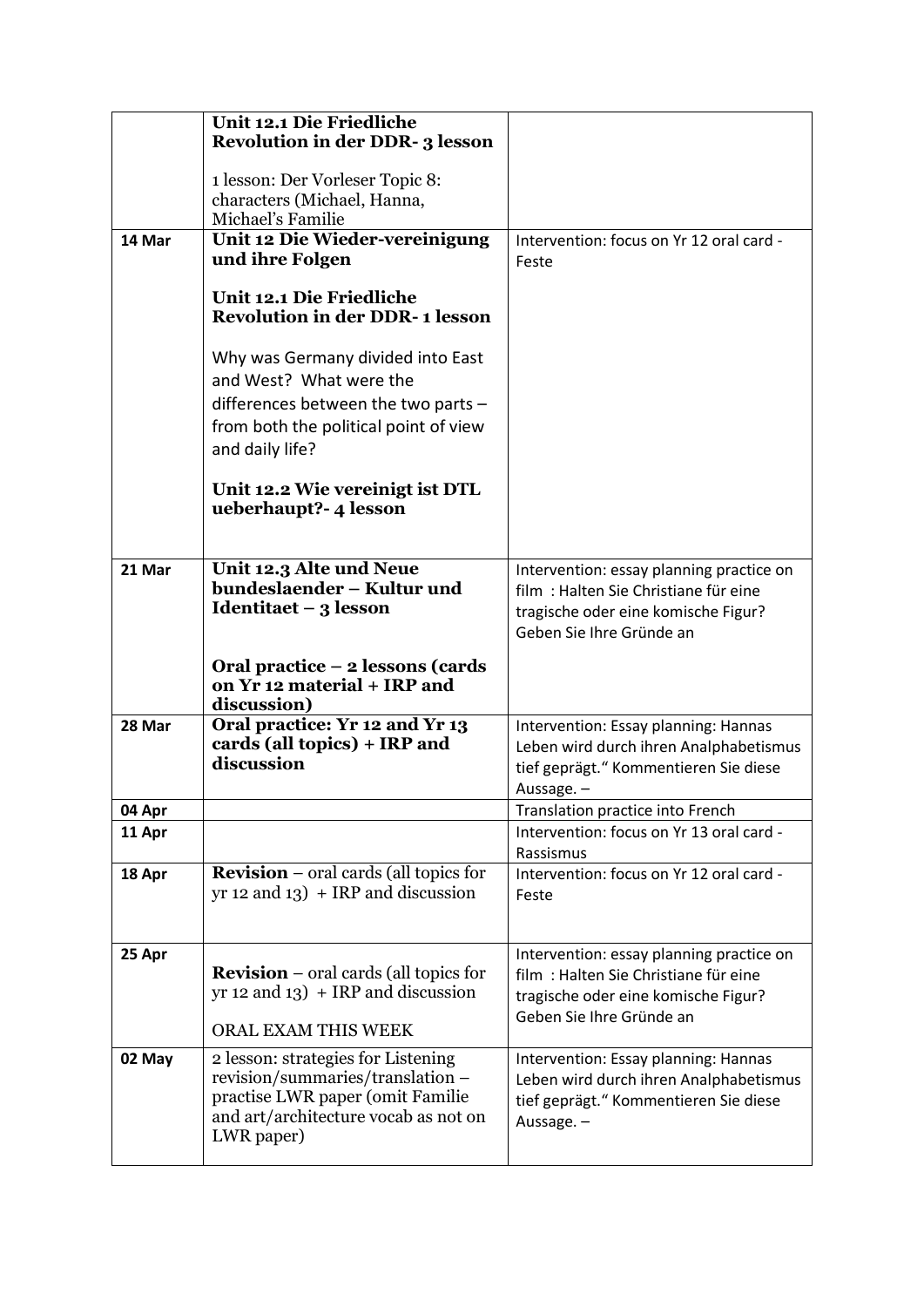|  |  |  |
|---|---|---|
|  | **Unit 12.1 Die Friedliche Revolution in der DDR- 3 lesson**<br><br>1 lesson: Der Vorleser Topic 8: characters (Michael, Hanna, Michael's Familie |  |
| 14 Mar | **Unit 12 Die Wieder-vereinigung und ihre Folgen**<br><br>**Unit 12.1 Die Friedliche Revolution in der DDR- 1 lesson**<br><br>Why was Germany divided into East and West? What were the differences between the two parts – from both the political point of view and daily life?<br><br>**Unit 12.2 Wie vereinigt ist DTL ueberhaupt?- 4 lesson** | Intervention: focus on Yr 12 oral card - Feste |
| 21 Mar | **Unit 12.3 Alte und Neue bundeslaender – Kultur und Identitaet – 3 lesson**<br><br>**Oral practice – 2 lessons (cards on Yr 12 material + IRP and discussion)** | Intervention: essay planning practice on film : Halten Sie Christiane für eine tragische oder eine komische Figur? Geben Sie Ihre Gründe an |
| 28 Mar | **Oral practice: Yr 12 and Yr 13 cards (all topics) + IRP and discussion** | Intervention: Essay planning: Hannas Leben wird durch ihren Analphabetismus tief geprägt." Kommentieren Sie diese Aussage. – |
| 04 Apr |  | Translation practice into French |
| 11 Apr |  | Intervention: focus on Yr 13 oral card - Rassismus |
| 18 Apr | **Revision** – oral cards (all topics for yr 12 and 13) + IRP and discussion | Intervention: focus on Yr 12 oral card - Feste |
| 25 Apr | **Revision** – oral cards (all topics for yr 12 and 13) + IRP and discussion<br><br>ORAL EXAM THIS WEEK | Intervention: essay planning practice on film : Halten Sie Christiane für eine tragische oder eine komische Figur? Geben Sie Ihre Gründe an |
| 02 May | 2 lesson: strategies for Listening revision/summaries/translation – practise LWR paper (omit Familie and art/architecture vocab as not on LWR paper) | Intervention: Essay planning: Hannas Leben wird durch ihren Analphabetismus tief geprägt." Kommentieren Sie diese Aussage. – |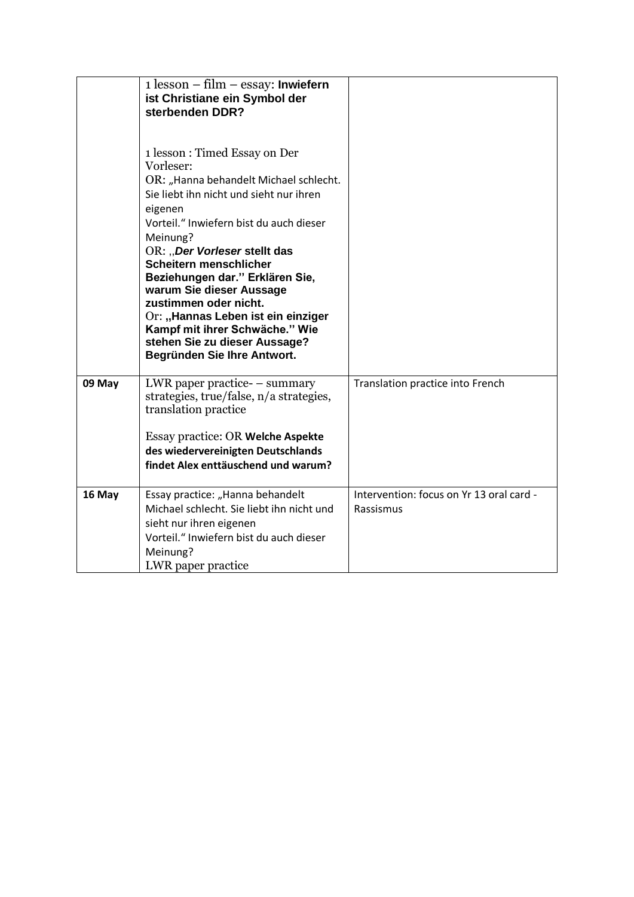| | | |
|---|---|---|
| | 1 lesson – film – essay: **Inwiefern ist Christiane ein Symbol der sterbenden DDR?**<br><br>1 lesson : Timed Essay on Der Vorleser:<br>OR: „Hanna behandelt Michael schlecht. Sie liebt ihn nicht und sieht nur ihren eigenen Vorteil.“ Inwiefern bist du auch dieser Meinung?<br>OR: ,,***Der Vorleser*** **stellt das Scheitern menschlicher Beziehungen dar.'' Erklären Sie, warum Sie dieser Aussage zustimmen oder nicht.**<br>Or: **„Hannas Leben ist ein einziger Kampf mit ihrer Schwäche.'' Wie stehen Sie zu dieser Aussage? Begründen Sie Ihre Antwort.** | |
| **09 May** | LWR paper practice- – summary strategies, true/false, n/a strategies, translation practice<br><br>Essay practice: OR **Welche Aspekte des wiedervereinigten Deutschlands findet Alex enttäuschend und warum?** | Translation practice into French |
| **16 May** | Essay practice: „Hanna behandelt Michael schlecht. Sie liebt ihn nicht und sieht nur ihren eigenen Vorteil.“ Inwiefern bist du auch dieser Meinung?<br>LWR paper practice | Intervention: focus on Yr 13 oral card - Rassismus |